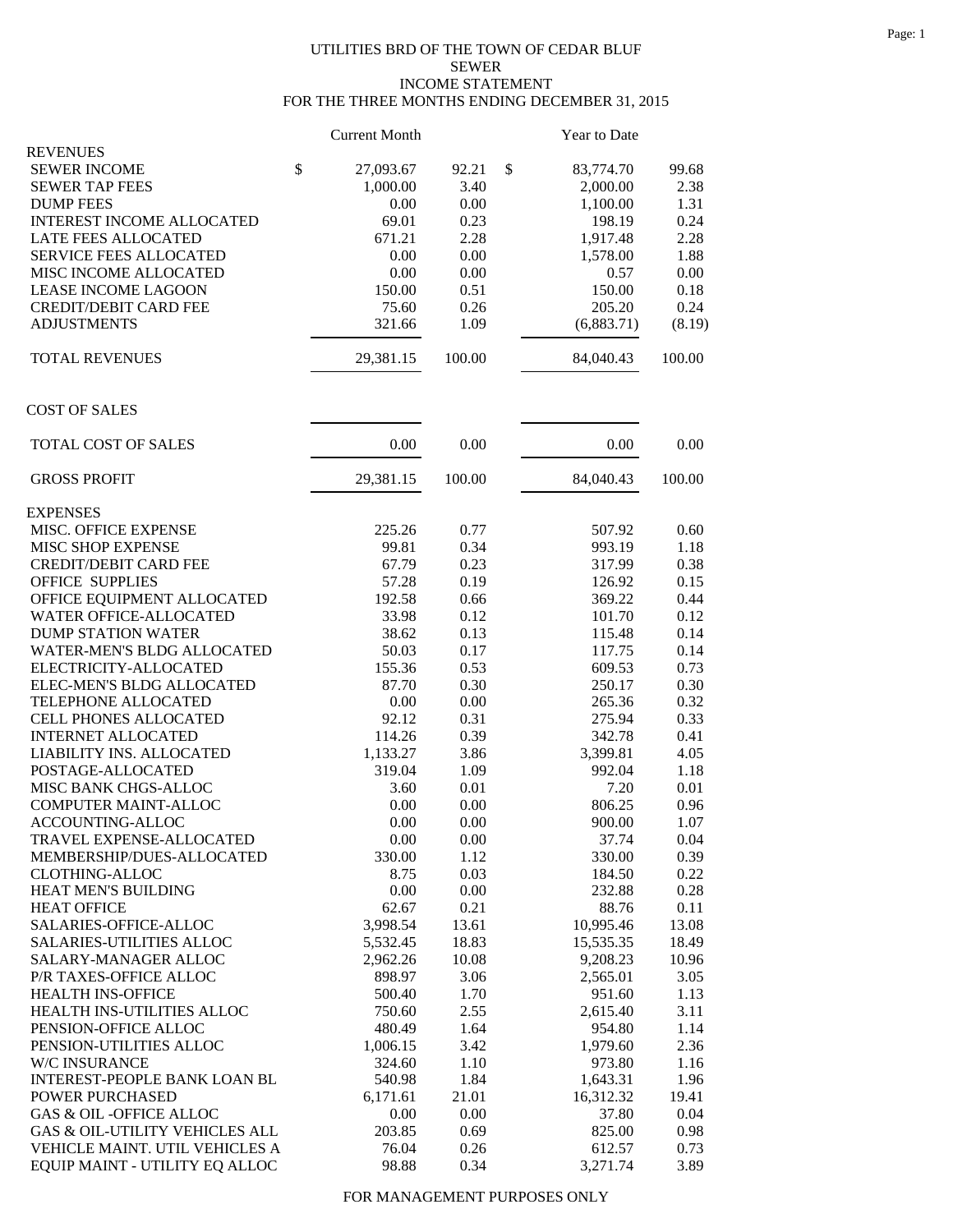UTILITIES BRD OF THE TOWN OF CEDAR BLUF
SEWER
INCOME STATEMENT
FOR THE THREE MONTHS ENDING DECEMBER 31, 2015

| | Current Month | | Year to Date | |
|---|---|---|---|---|
| **REVENUES** | | | | |
| SEWER INCOME | $ 27,093.67 | 92.21 | $ 83,774.70 | 99.68 |
| SEWER TAP FEES | 1,000.00 | 3.40 | 2,000.00 | 2.38 |
| DUMP FEES | 0.00 | 0.00 | 1,100.00 | 1.31 |
| INTEREST INCOME ALLOCATED | 69.01 | 0.23 | 198.19 | 0.24 |
| LATE FEES ALLOCATED | 671.21 | 2.28 | 1,917.48 | 2.28 |
| SERVICE FEES ALLOCATED | 0.00 | 0.00 | 1,578.00 | 1.88 |
| MISC INCOME ALLOCATED | 0.00 | 0.00 | 0.57 | 0.00 |
| LEASE INCOME LAGOON | 150.00 | 0.51 | 150.00 | 0.18 |
| CREDIT/DEBIT CARD FEE | 75.60 | 0.26 | 205.20 | 0.24 |
| ADJUSTMENTS | 321.66 | 1.09 | (6,883.71) | (8.19) |
| TOTAL REVENUES | 29,381.15 | 100.00 | 84,040.43 | 100.00 |
| **COST OF SALES** | | | | |
| TOTAL COST OF SALES | 0.00 | 0.00 | 0.00 | 0.00 |
| GROSS PROFIT | 29,381.15 | 100.00 | 84,040.43 | 100.00 |
| **EXPENSES** | | | | |
| MISC. OFFICE EXPENSE | 225.26 | 0.77 | 507.92 | 0.60 |
| MISC SHOP EXPENSE | 99.81 | 0.34 | 993.19 | 1.18 |
| CREDIT/DEBIT CARD FEE | 67.79 | 0.23 | 317.99 | 0.38 |
| OFFICE SUPPLIES | 57.28 | 0.19 | 126.92 | 0.15 |
| OFFICE EQUIPMENT ALLOCATED | 192.58 | 0.66 | 369.22 | 0.44 |
| WATER OFFICE-ALLOCATED | 33.98 | 0.12 | 101.70 | 0.12 |
| DUMP STATION WATER | 38.62 | 0.13 | 115.48 | 0.14 |
| WATER-MEN'S BLDG ALLOCATED | 50.03 | 0.17 | 117.75 | 0.14 |
| ELECTRICITY-ALLOCATED | 155.36 | 0.53 | 609.53 | 0.73 |
| ELEC-MEN'S BLDG ALLOCATED | 87.70 | 0.30 | 250.17 | 0.30 |
| TELEPHONE ALLOCATED | 0.00 | 0.00 | 265.36 | 0.32 |
| CELL PHONES ALLOCATED | 92.12 | 0.31 | 275.94 | 0.33 |
| INTERNET ALLOCATED | 114.26 | 0.39 | 342.78 | 0.41 |
| LIABILITY INS. ALLOCATED | 1,133.27 | 3.86 | 3,399.81 | 4.05 |
| POSTAGE-ALLOCATED | 319.04 | 1.09 | 992.04 | 1.18 |
| MISC BANK CHGS-ALLOC | 3.60 | 0.01 | 7.20 | 0.01 |
| COMPUTER MAINT-ALLOC | 0.00 | 0.00 | 806.25 | 0.96 |
| ACCOUNTING-ALLOC | 0.00 | 0.00 | 900.00 | 1.07 |
| TRAVEL EXPENSE-ALLOCATED | 0.00 | 0.00 | 37.74 | 0.04 |
| MEMBERSHIP/DUES-ALLOCATED | 330.00 | 1.12 | 330.00 | 0.39 |
| CLOTHING-ALLOC | 8.75 | 0.03 | 184.50 | 0.22 |
| HEAT MEN'S BUILDING | 0.00 | 0.00 | 232.88 | 0.28 |
| HEAT OFFICE | 62.67 | 0.21 | 88.76 | 0.11 |
| SALARIES-OFFICE-ALLOC | 3,998.54 | 13.61 | 10,995.46 | 13.08 |
| SALARIES-UTILITIES ALLOC | 5,532.45 | 18.83 | 15,535.35 | 18.49 |
| SALARY-MANAGER ALLOC | 2,962.26 | 10.08 | 9,208.23 | 10.96 |
| P/R TAXES-OFFICE ALLOC | 898.97 | 3.06 | 2,565.01 | 3.05 |
| HEALTH INS-OFFICE | 500.40 | 1.70 | 951.60 | 1.13 |
| HEALTH INS-UTILITIES ALLOC | 750.60 | 2.55 | 2,615.40 | 3.11 |
| PENSION-OFFICE ALLOC | 480.49 | 1.64 | 954.80 | 1.14 |
| PENSION-UTILITIES ALLOC | 1,006.15 | 3.42 | 1,979.60 | 2.36 |
| W/C INSURANCE | 324.60 | 1.10 | 973.80 | 1.16 |
| INTEREST-PEOPLE BANK LOAN BL | 540.98 | 1.84 | 1,643.31 | 1.96 |
| POWER PURCHASED | 6,171.61 | 21.01 | 16,312.32 | 19.41 |
| GAS & OIL -OFFICE ALLOC | 0.00 | 0.00 | 37.80 | 0.04 |
| GAS & OIL-UTILITY VEHICLES ALL | 203.85 | 0.69 | 825.00 | 0.98 |
| VEHICLE MAINT. UTIL VEHICLES A | 76.04 | 0.26 | 612.57 | 0.73 |
| EQUIP MAINT - UTILITY EQ ALLOC | 98.88 | 0.34 | 3,271.74 | 3.89 |

FOR MANAGEMENT PURPOSES ONLY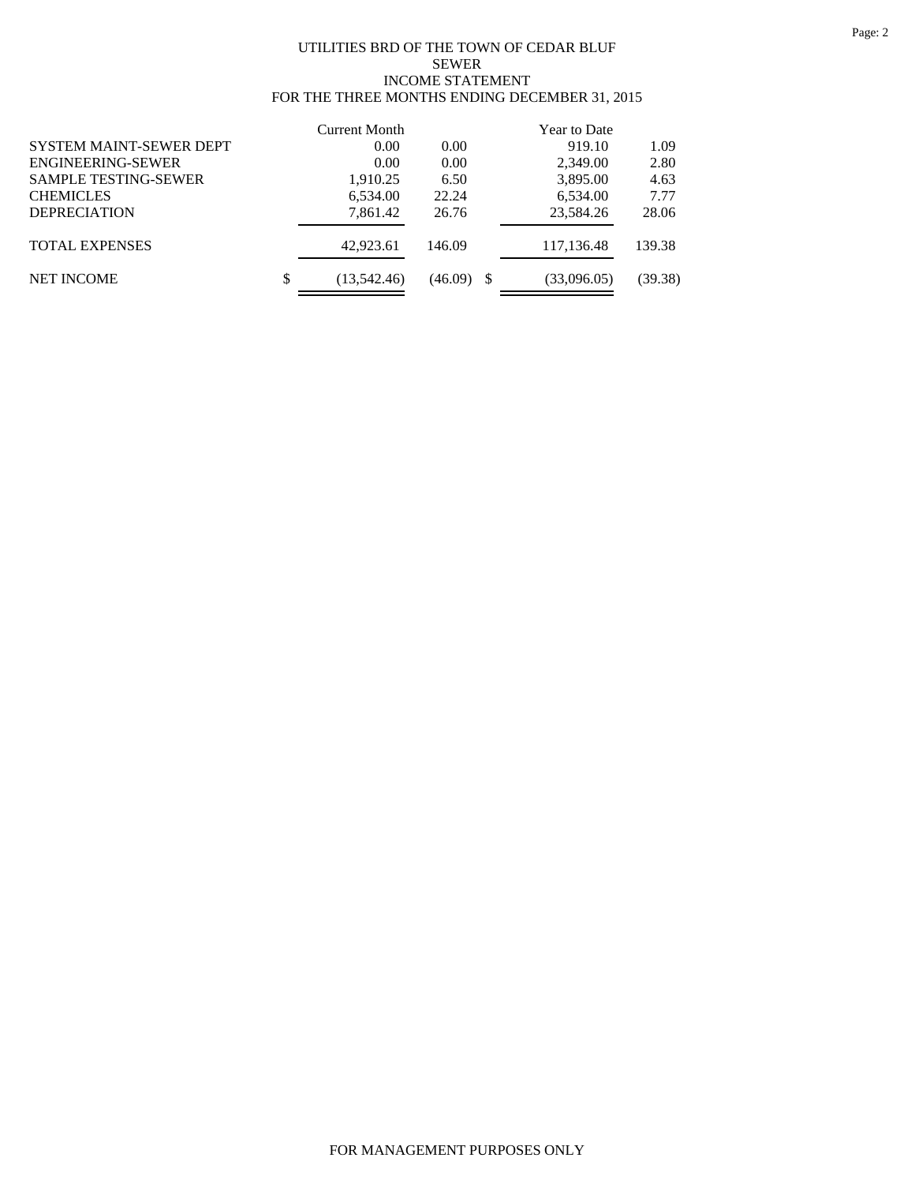UTILITIES BRD OF THE TOWN OF CEDAR BLUF
SEWER
INCOME STATEMENT
FOR THE THREE MONTHS ENDING DECEMBER 31, 2015

| | Current Month | | Year to Date | |
|---|---|---|---|---|
| SYSTEM MAINT-SEWER DEPT | 0.00 | 0.00 | 919.10 | 1.09 |
| ENGINEERING-SEWER | 0.00 | 0.00 | 2,349.00 | 2.80 |
| SAMPLE TESTING-SEWER | 1,910.25 | 6.50 | 3,895.00 | 4.63 |
| CHEMICLES | 6,534.00 | 22.24 | 6,534.00 | 7.77 |
| DEPRECIATION | 7,861.42 | 26.76 | 23,584.26 | 28.06 |
| TOTAL EXPENSES | 42,923.61 | 146.09 | 117,136.48 | 139.38 |
| NET INCOME | $ (13,542.46) | (46.09) | $ (33,096.05) | (39.38) |

FOR MANAGEMENT PURPOSES ONLY